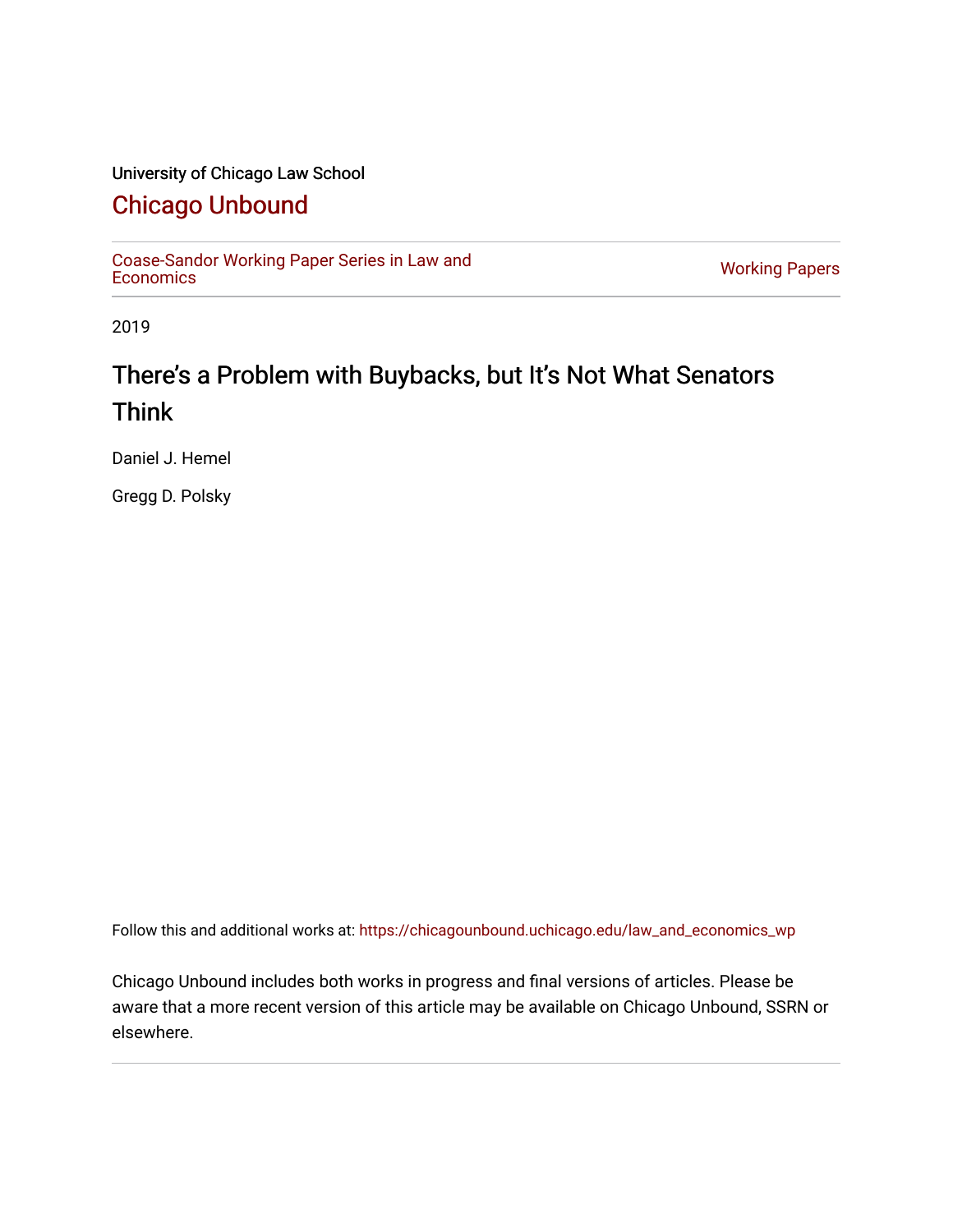University of Chicago Law School

## Chicago Unbound

Coase-Sandor Working Paper Series in Law and Economics | Working Papers

2019

# There's a Problem with Buybacks, but It's Not What Senators Think

Daniel J. Hemel

Gregg D. Polsky

Follow this and additional works at: https://chicagounbound.uchicago.edu/law_and_economics_wp

Chicago Unbound includes both works in progress and final versions of articles. Please be aware that a more recent version of this article may be available on Chicago Unbound, SSRN or elsewhere.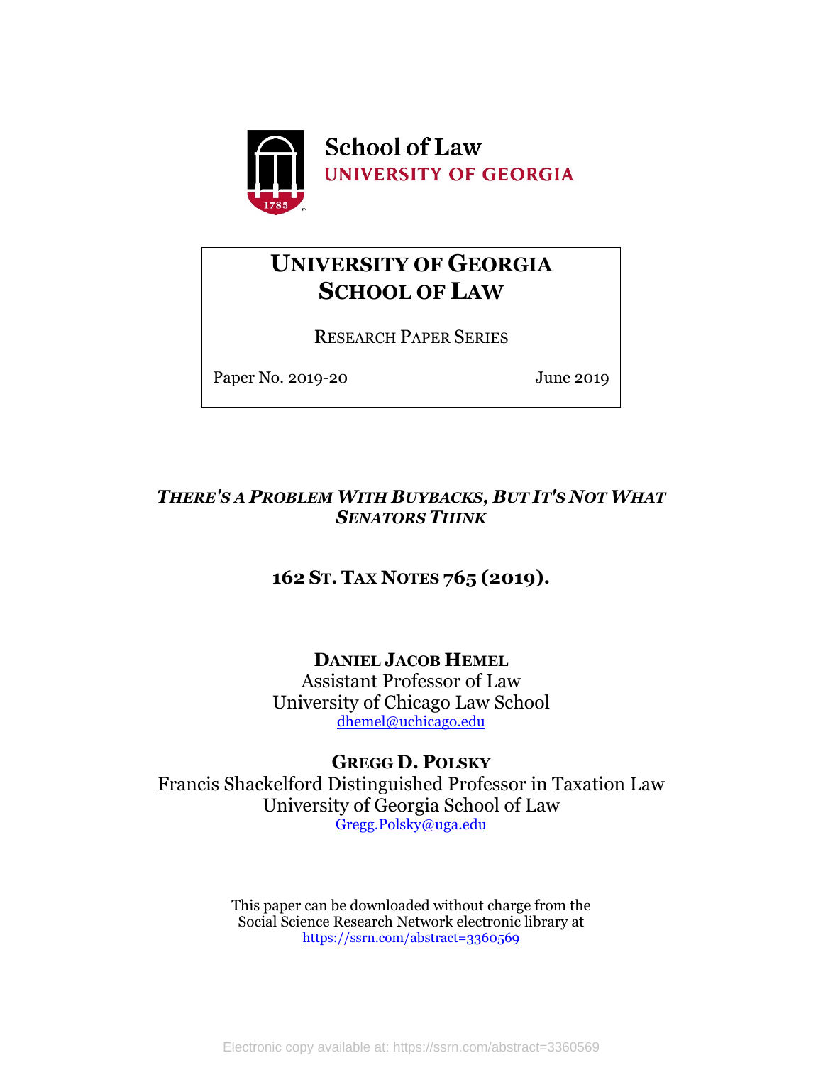School of Law
UNIVERSITY OF GEORGIA

# UNIVERSITY OF GEORGIA SCHOOL OF LAW

RESEARCH PAPER SERIES

Paper No. 2019-20 June 2019

## *THERE'S A PROBLEM WITH BUYBACKS, BUT IT'S NOT WHAT SENATORS THINK*

**162 ST. TAX NOTES 765 (2019).**

**DANIEL JACOB HEMEL**
Assistant Professor of Law
University of Chicago Law School
dhemel@uchicago.edu

**GREGG D. POLSKY**
Francis Shackelford Distinguished Professor in Taxation Law
University of Georgia School of Law
Gregg.Polsky@uga.edu

This paper can be downloaded without charge from the Social Science Research Network electronic library at https://ssrn.com/abstract=3360569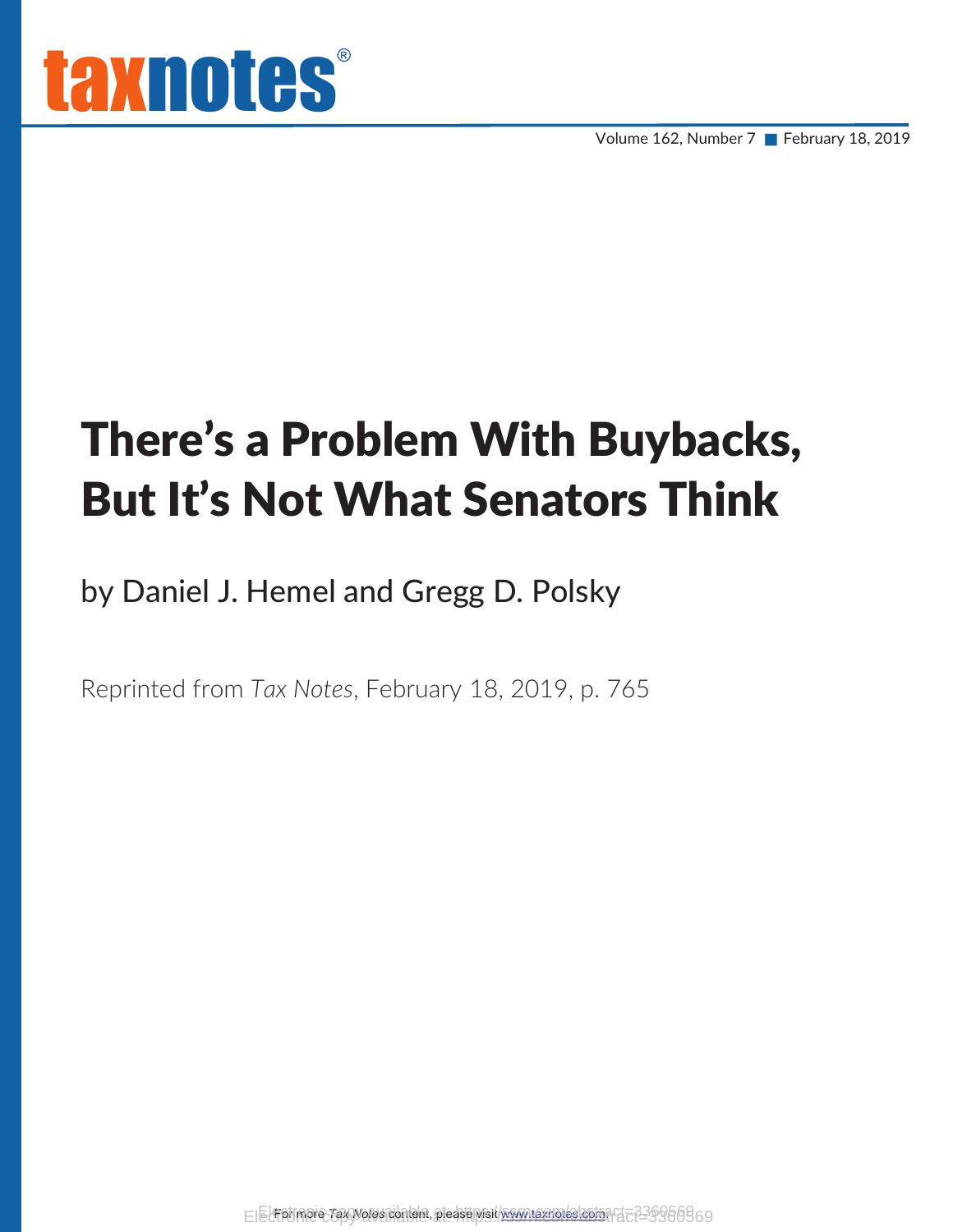# There's a Problem With Buybacks, But It's Not What Senators Think

by Daniel J. Hemel and Gregg D. Polsky

Reprinted from *Tax Notes*, February 18, 2019, p. 765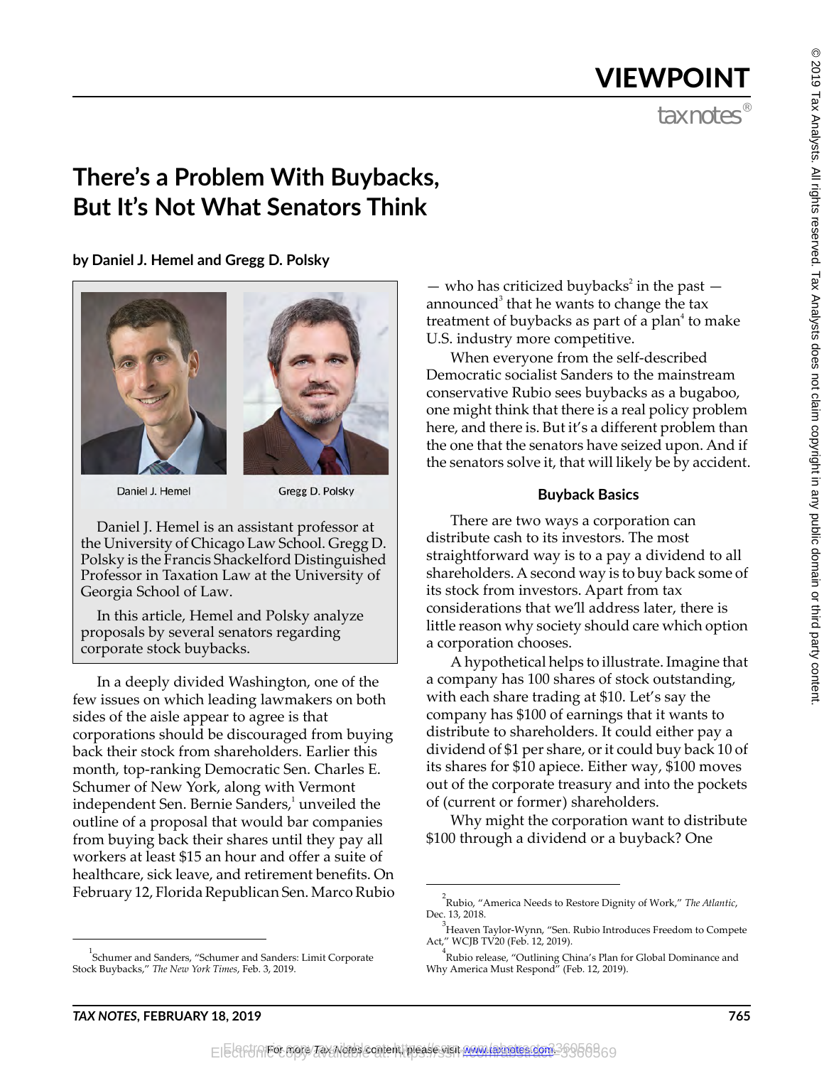# VIEWPOINT

## There's a Problem With Buybacks, But It's Not What Senators Think

**by Daniel J. Hemel and Gregg D. Polsky**

Daniel J. Hemel

Gregg D. Polsky

Daniel J. Hemel is an assistant professor at the University of Chicago Law School. Gregg D. Polsky is the Francis Shackelford Distinguished Professor in Taxation Law at the University of Georgia School of Law.

In this article, Hemel and Polsky analyze proposals by several senators regarding corporate stock buybacks.

In a deeply divided Washington, one of the few issues on which leading lawmakers on both sides of the aisle appear to agree is that corporations should be discouraged from buying back their stock from shareholders. Earlier this month, top-ranking Democratic Sen. Charles E. Schumer of New York, along with Vermont independent Sen. Bernie Sanders,[1] unveiled the outline of a proposal that would bar companies from buying back their shares until they pay all workers at least $15 an hour and offer a suite of healthcare, sick leave, and retirement benefits. On February 12, Florida Republican Sen. Marco Rubio — who has criticized buybacks[2] in the past — announced[3] that he wants to change the tax treatment of buybacks as part of a plan[4] to make U.S. industry more competitive.

When everyone from the self-described Democratic socialist Sanders to the mainstream conservative Rubio sees buybacks as a bugaboo, one might think that there is a real policy problem here, and there is. But it's a different problem than the one that the senators have seized upon. And if the senators solve it, that will likely be by accident.

### Buyback Basics

There are two ways a corporation can distribute cash to its investors. The most straightforward way is to a pay a dividend to all shareholders. A second way is to buy back some of its stock from investors. Apart from tax considerations that we'll address later, there is little reason why society should care which option a corporation chooses.

A hypothetical helps to illustrate. Imagine that a company has 100 shares of stock outstanding, with each share trading at $10. Let's say the company has $100 of earnings that it wants to distribute to shareholders. It could either pay a dividend of $1 per share, or it could buy back 10 of its shares for $10 apiece. Either way, $100 moves out of the corporate treasury and into the pockets of (current or former) shareholders.

Why might the corporation want to distribute $100 through a dividend or a buyback? One

---

[1] Schumer and Sanders, "Schumer and Sanders: Limit Corporate Stock Buybacks," *The New York Times*, Feb. 3, 2019.

[2] Rubio, "America Needs to Restore Dignity of Work," *The Atlantic*, Dec. 13, 2018.

[3] Heaven Taylor-Wynn, "Sen. Rubio Introduces Freedom to Compete Act," WCJB TV20 (Feb. 12, 2019).

[4] Rubio release, "Outlining China's Plan for Global Dominance and Why America Must Respond" (Feb. 12, 2019).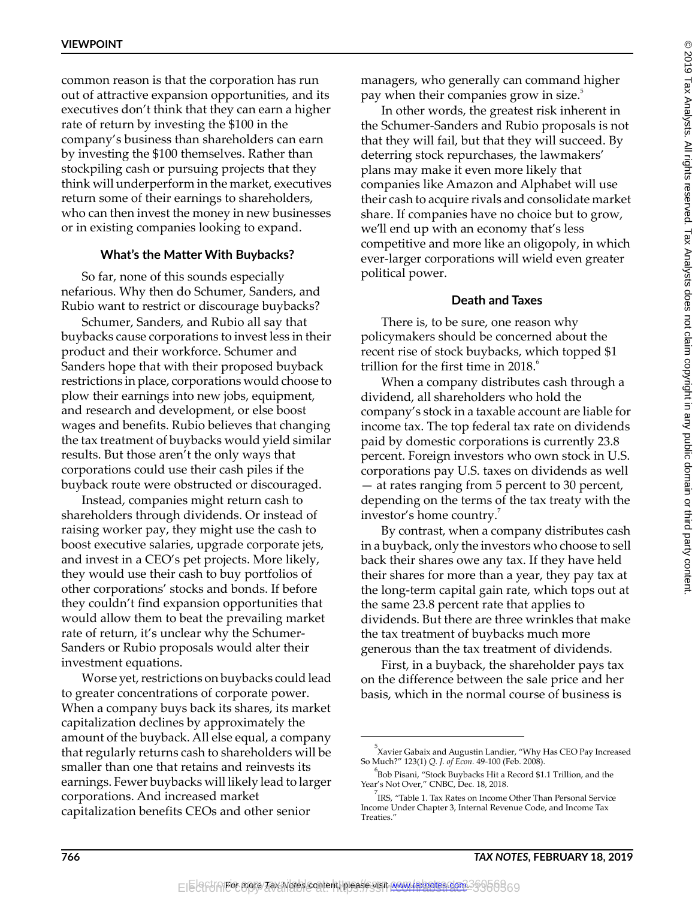common reason is that the corporation has run out of attractive expansion opportunities, and its executives don't think that they can earn a higher rate of return by investing the $100 in the company's business than shareholders can earn by investing the $100 themselves. Rather than stockpiling cash or pursuing projects that they think will underperform in the market, executives return some of their earnings to shareholders, who can then invest the money in new businesses or in existing companies looking to expand.

### What's the Matter With Buybacks?

So far, none of this sounds especially nefarious. Why then do Schumer, Sanders, and Rubio want to restrict or discourage buybacks?

Schumer, Sanders, and Rubio all say that buybacks cause corporations to invest less in their product and their workforce. Schumer and Sanders hope that with their proposed buyback restrictions in place, corporations would choose to plow their earnings into new jobs, equipment, and research and development, or else boost wages and benefits. Rubio believes that changing the tax treatment of buybacks would yield similar results. But those aren't the only ways that corporations could use their cash piles if the buyback route were obstructed or discouraged.

Instead, companies might return cash to shareholders through dividends. Or instead of raising worker pay, they might use the cash to boost executive salaries, upgrade corporate jets, and invest in a CEO's pet projects. More likely, they would use their cash to buy portfolios of other corporations' stocks and bonds. If before they couldn't find expansion opportunities that would allow them to beat the prevailing market rate of return, it's unclear why the Schumer-Sanders or Rubio proposals would alter their investment equations.

Worse yet, restrictions on buybacks could lead to greater concentrations of corporate power. When a company buys back its shares, its market capitalization declines by approximately the amount of the buyback. All else equal, a company that regularly returns cash to shareholders will be smaller than one that retains and reinvests its earnings. Fewer buybacks will likely lead to larger corporations. And increased market capitalization benefits CEOs and other senior managers, who generally can command higher pay when their companies grow in size.[5]

In other words, the greatest risk inherent in the Schumer-Sanders and Rubio proposals is not that they will fail, but that they will succeed. By deterring stock repurchases, the lawmakers' plans may make it even more likely that companies like Amazon and Alphabet will use their cash to acquire rivals and consolidate market share. If companies have no choice but to grow, we'll end up with an economy that's less competitive and more like an oligopoly, in which ever-larger corporations will wield even greater political power.

### Death and Taxes

There is, to be sure, one reason why policymakers should be concerned about the recent rise of stock buybacks, which topped $1 trillion for the first time in 2018.[6]

When a company distributes cash through a dividend, all shareholders who hold the company's stock in a taxable account are liable for income tax. The top federal tax rate on dividends paid by domestic corporations is currently 23.8 percent. Foreign investors who own stock in U.S. corporations pay U.S. taxes on dividends as well — at rates ranging from 5 percent to 30 percent, depending on the terms of the tax treaty with the investor's home country.[7]

By contrast, when a company distributes cash in a buyback, only the investors who choose to sell back their shares owe any tax. If they have held their shares for more than a year, they pay tax at the long-term capital gain rate, which tops out at the same 23.8 percent rate that applies to dividends. But there are three wrinkles that make the tax treatment of buybacks much more generous than the tax treatment of dividends.

First, in a buyback, the shareholder pays tax on the difference between the sale price and her basis, which in the normal course of business is

---

[5] Xavier Gabaix and Augustin Landier, "Why Has CEO Pay Increased So Much?" 123(1) *Q. J. of Econ.* 49-100 (Feb. 2008).

[6] Bob Pisani, "Stock Buybacks Hit a Record $1.1 Trillion, and the Year's Not Over," CNBC, Dec. 18, 2018.

[7] IRS, "Table 1. Tax Rates on Income Other Than Personal Service Income Under Chapter 3, Internal Revenue Code, and Income Tax Treaties."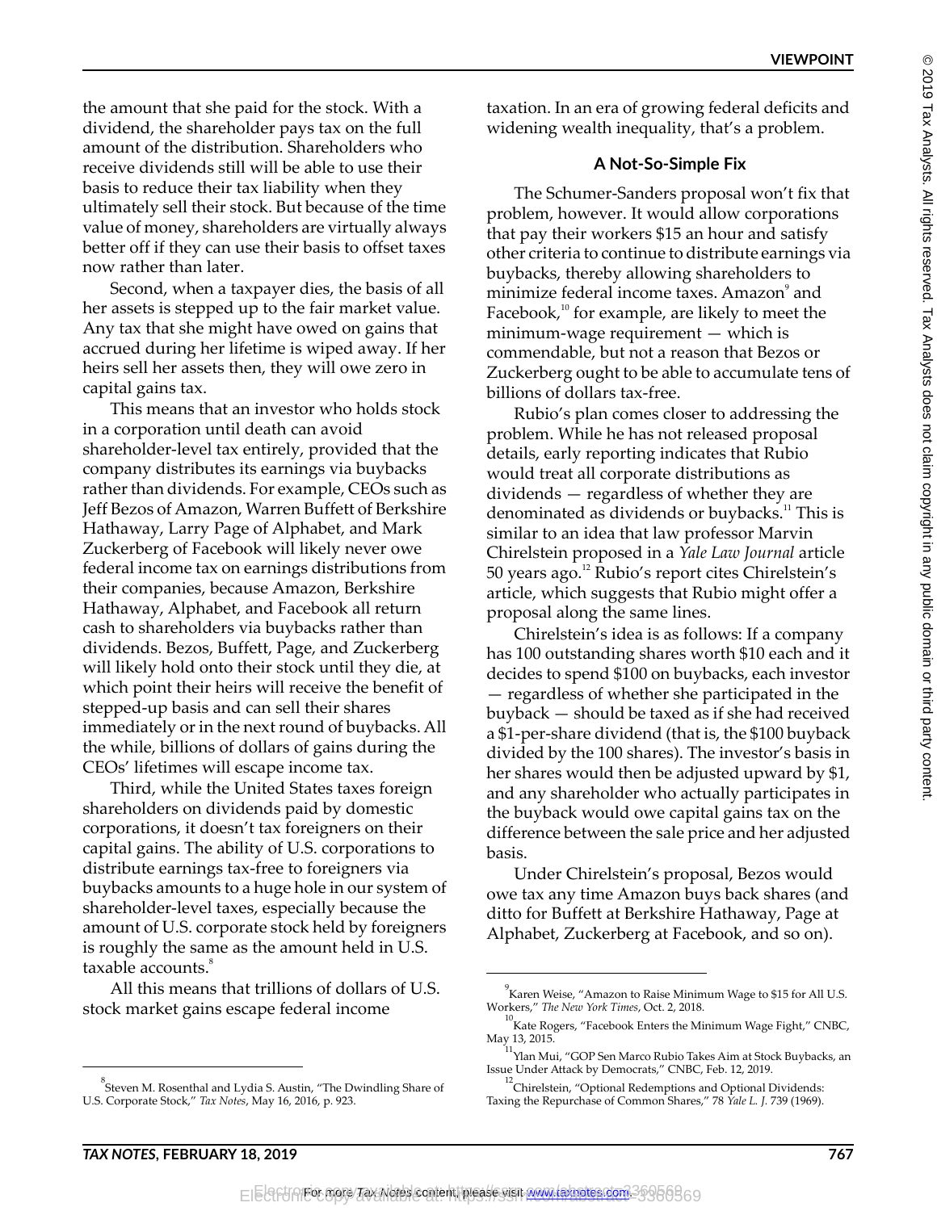the amount that she paid for the stock. With a dividend, the shareholder pays tax on the full amount of the distribution. Shareholders who receive dividends still will be able to use their basis to reduce their tax liability when they ultimately sell their stock. But because of the time value of money, shareholders are virtually always better off if they can use their basis to offset taxes now rather than later.

Second, when a taxpayer dies, the basis of all her assets is stepped up to the fair market value. Any tax that she might have owed on gains that accrued during her lifetime is wiped away. If her heirs sell her assets then, they will owe zero in capital gains tax.

This means that an investor who holds stock in a corporation until death can avoid shareholder-level tax entirely, provided that the company distributes its earnings via buybacks rather than dividends. For example, CEOs such as Jeff Bezos of Amazon, Warren Buffett of Berkshire Hathaway, Larry Page of Alphabet, and Mark Zuckerberg of Facebook will likely never owe federal income tax on earnings distributions from their companies, because Amazon, Berkshire Hathaway, Alphabet, and Facebook all return cash to shareholders via buybacks rather than dividends. Bezos, Buffett, Page, and Zuckerberg will likely hold onto their stock until they die, at which point their heirs will receive the benefit of stepped-up basis and can sell their shares immediately or in the next round of buybacks. All the while, billions of dollars of gains during the CEOs' lifetimes will escape income tax.

Third, while the United States taxes foreign shareholders on dividends paid by domestic corporations, it doesn't tax foreigners on their capital gains. The ability of U.S. corporations to distribute earnings tax-free to foreigners via buybacks amounts to a huge hole in our system of shareholder-level taxes, especially because the amount of U.S. corporate stock held by foreigners is roughly the same as the amount held in U.S. taxable accounts.[8]

All this means that trillions of dollars of U.S. stock market gains escape federal income taxation. In an era of growing federal deficits and widening wealth inequality, that's a problem.

### A Not-So-Simple Fix

The Schumer-Sanders proposal won't fix that problem, however. It would allow corporations that pay their workers $15 an hour and satisfy other criteria to continue to distribute earnings via buybacks, thereby allowing shareholders to minimize federal income taxes. Amazon[9] and Facebook,[10] for example, are likely to meet the minimum-wage requirement — which is commendable, but not a reason that Bezos or Zuckerberg ought to be able to accumulate tens of billions of dollars tax-free.

Rubio's plan comes closer to addressing the problem. While he has not released proposal details, early reporting indicates that Rubio would treat all corporate distributions as dividends — regardless of whether they are denominated as dividends or buybacks.[11] This is similar to an idea that law professor Marvin Chirelstein proposed in a *Yale Law Journal* article 50 years ago.[12] Rubio's report cites Chirelstein's article, which suggests that Rubio might offer a proposal along the same lines.

Chirelstein's idea is as follows: If a company has 100 outstanding shares worth $10 each and it decides to spend $100 on buybacks, each investor — regardless of whether she participated in the buyback — should be taxed as if she had received a $1-per-share dividend (that is, the $100 buyback divided by the 100 shares). The investor's basis in her shares would then be adjusted upward by $1, and any shareholder who actually participates in the buyback would owe capital gains tax on the difference between the sale price and her adjusted basis.

Under Chirelstein's proposal, Bezos would owe tax any time Amazon buys back shares (and ditto for Buffett at Berkshire Hathaway, Page at Alphabet, Zuckerberg at Facebook, and so on).

---

[8] Steven M. Rosenthal and Lydia S. Austin, "The Dwindling Share of U.S. Corporate Stock," *Tax Notes*, May 16, 2016, p. 923.

[9] Karen Weise, "Amazon to Raise Minimum Wage to $15 for All U.S. Workers," *The New York Times*, Oct. 2, 2018.

[10] Kate Rogers, "Facebook Enters the Minimum Wage Fight," CNBC, May 13, 2015.

[11] Ylan Mui, "GOP Sen Marco Rubio Takes Aim at Stock Buybacks, an Issue Under Attack by Democrats," CNBC, Feb. 12, 2019.

[12] Chirelstein, "Optional Redemptions and Optional Dividends: Taxing the Repurchase of Common Shares," 78 *Yale L. J.* 739 (1969).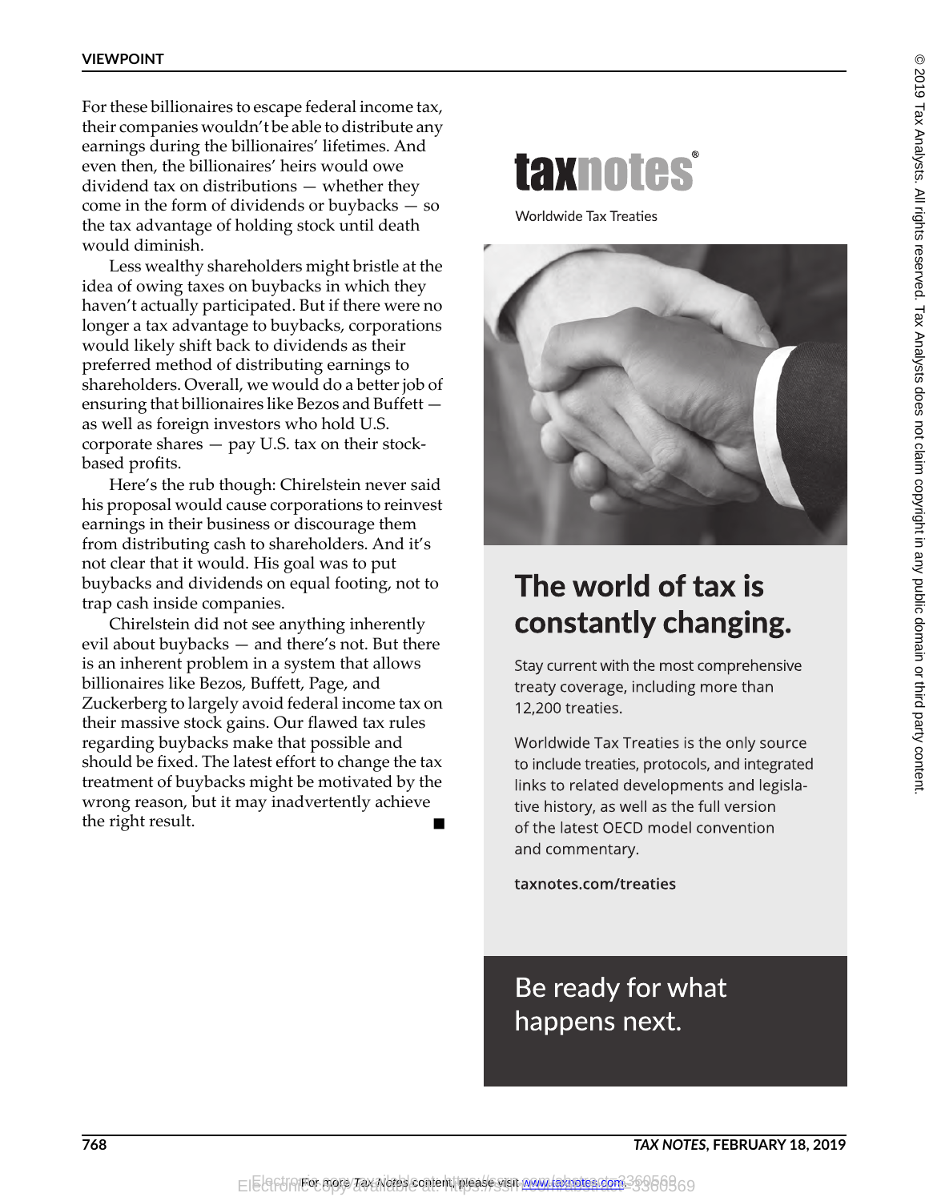For these billionaires to escape federal income tax, their companies wouldn't be able to distribute any earnings during the billionaires' lifetimes. And even then, the billionaires' heirs would owe dividend tax on distributions — whether they come in the form of dividends or buybacks — so the tax advantage of holding stock until death would diminish.

Less wealthy shareholders might bristle at the idea of owing taxes on buybacks in which they haven't actually participated. But if there were no longer a tax advantage to buybacks, corporations would likely shift back to dividends as their preferred method of distributing earnings to shareholders. Overall, we would do a better job of ensuring that billionaires like Bezos and Buffett — as well as foreign investors who hold U.S. corporate shares — pay U.S. tax on their stock-based profits.

Here's the rub though: Chirelstein never said his proposal would cause corporations to reinvest earnings in their business or discourage them from distributing cash to shareholders. And it's not clear that it would. His goal was to put buybacks and dividends on equal footing, not to trap cash inside companies.

Chirelstein did not see anything inherently evil about buybacks — and there's not. But there is an inherent problem in a system that allows billionaires like Bezos, Buffett, Page, and Zuckerberg to largely avoid federal income tax on their massive stock gains. Our flawed tax rules regarding buybacks make that possible and should be fixed. The latest effort to change the tax treatment of buybacks might be motivated by the wrong reason, but it may inadvertently achieve the right result. ■

**taxnotes®**

Worldwide Tax Treaties

## The world of tax is constantly changing.

Stay current with the most comprehensive treaty coverage, including more than 12,200 treaties.

Worldwide Tax Treaties is the only source to include treaties, protocols, and integrated links to related developments and legislative history, as well as the full version of the latest OECD model convention and commentary.

**taxnotes.com/treaties**

Be ready for what happens next.